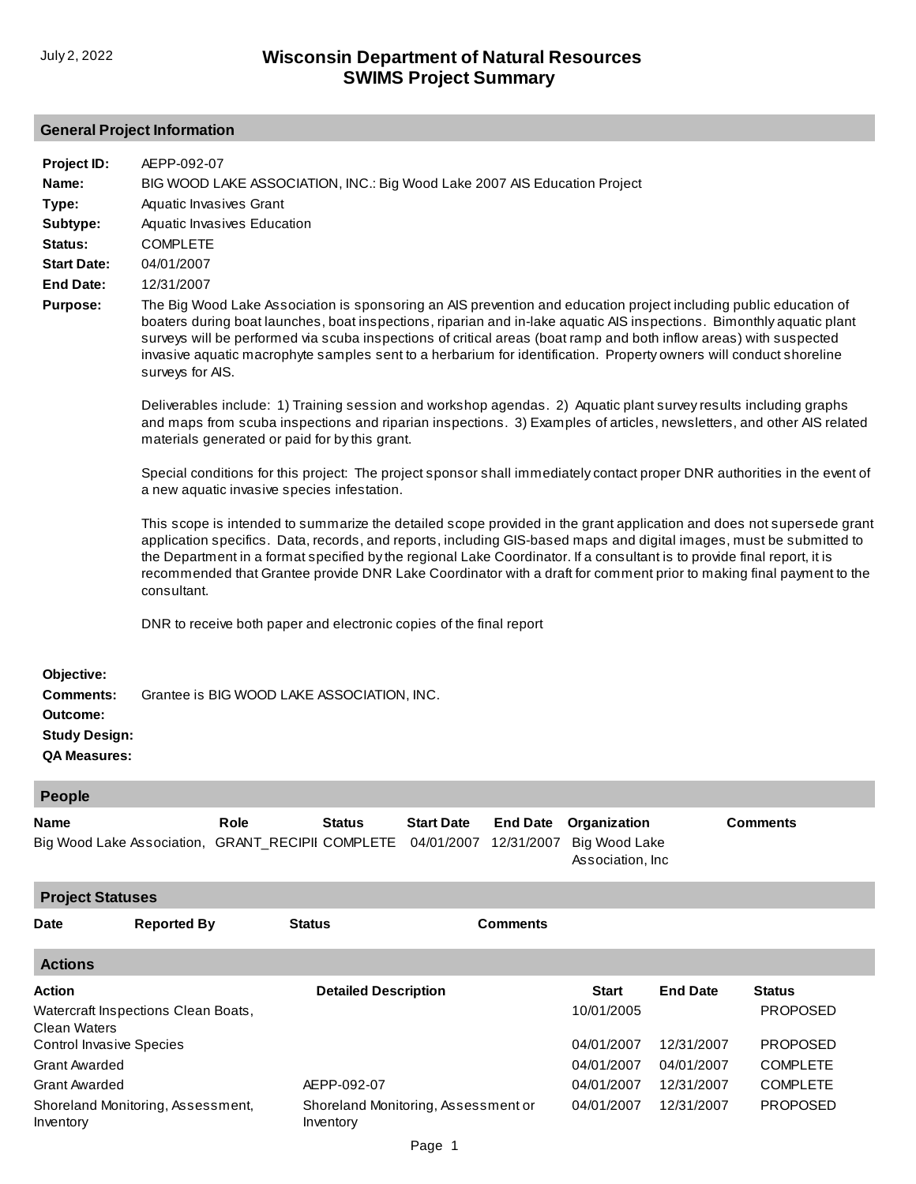July 2, 2022

# Wisconsin Department of Natural Resources
# SWIMS Project Summary

## General Project Information

**Project ID:** AEPP-092-07

**Name:** BIG WOOD LAKE ASSOCIATION, INC.: Big Wood Lake 2007 AIS Education Project

**Type:** Aquatic Invasives Grant

**Subtype:** Aquatic Invasives Education

**Status:** COMPLETE

**Start Date:** 04/01/2007

**End Date:** 12/31/2007

**Purpose:** The Big Wood Lake Association is sponsoring an AIS prevention and education project including public education of boaters during boat launches, boat inspections, riparian and in-lake aquatic AIS inspections. Bimonthly aquatic plant surveys will be performed via scuba inspections of critical areas (boat ramp and both inflow areas) with suspected invasive aquatic macrophyte samples sent to a herbarium for identification. Property owners will conduct shoreline surveys for AIS.

Deliverables include: 1) Training session and workshop agendas. 2) Aquatic plant survey results including graphs and maps from scuba inspections and riparian inspections. 3) Examples of articles, newsletters, and other AIS related materials generated or paid for by this grant.

Special conditions for this project: The project sponsor shall immediately contact proper DNR authorities in the event of a new aquatic invasive species infestation.

This scope is intended to summarize the detailed scope provided in the grant application and does not supersede grant application specifics. Data, records, and reports, including GIS-based maps and digital images, must be submitted to the Department in a format specified by the regional Lake Coordinator. If a consultant is to provide final report, it is recommended that Grantee provide DNR Lake Coordinator with a draft for comment prior to making final payment to the consultant.

DNR to receive both paper and electronic copies of the final report

**Objective:**

**Comments:** Grantee is BIG WOOD LAKE ASSOCIATION, INC.

**Outcome:**

**Study Design:**

**QA Measures:**

## People

| Name | Role | Status | Start Date | End Date | Organization | Comments |
|---|---|---|---|---|---|---|
| Big Wood Lake Association, | GRANT_RECIPII | COMPLETE | 04/01/2007 | 12/31/2007 | Big Wood Lake Association, Inc | |

## Project Statuses

| Date | Reported By | Status | Comments |
|---|---|---|---|

## Actions

| Action | Detailed Description | Start | End Date | Status |
|---|---|---|---|---|
| Watercraft Inspections Clean Boats, Clean Waters | | 10/01/2005 | | PROPOSED |
| Control Invasive Species | | 04/01/2007 | 12/31/2007 | PROPOSED |
| Grant Awarded | | 04/01/2007 | 04/01/2007 | COMPLETE |
| Grant Awarded | AEPP-092-07 | 04/01/2007 | 12/31/2007 | COMPLETE |
| Shoreland Monitoring, Assessment, Inventory | Shoreland Monitoring, Assessment or Inventory | 04/01/2007 | 12/31/2007 | PROPOSED |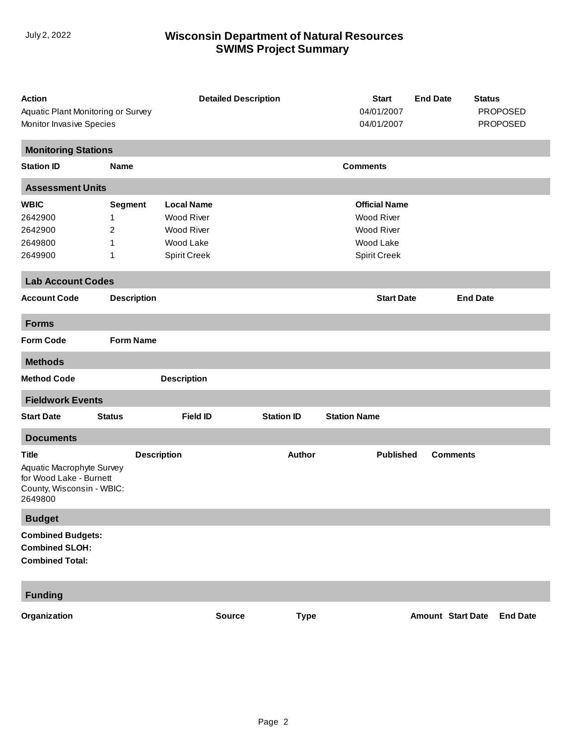| Action | Detailed Description | Start | End Date | Status |
|---|---|---|---|---|
| Aquatic Plant Monitoring or Survey | | 04/01/2007 | | PROPOSED |
| Monitor Invasive Species | | 04/01/2007 | | PROPOSED |

## Monitoring Stations

| Station ID | Name | Comments |
|---|---|---|

## Assessment Units

| WBIC | Segment | Local Name | Official Name |
|---|---|---|---|
| 2642900 | 1 | Wood River | Wood River |
| 2642900 | 2 | Wood River | Wood River |
| 2649800 | 1 | Wood Lake | Wood Lake |
| 2649900 | 1 | Spirit Creek | Spirit Creek |

## Lab Account Codes

| Account Code | Description | Start Date | End Date |
|---|---|---|---|

## Forms

| Form Code | Form Name |
|---|---|

## Methods

| Method Code | Description |
|---|---|

## Fieldwork Events

| Start Date | Status | Field ID | Station ID | Station Name |
|---|---|---|---|---|

## Documents

| Title | Description | Author | Published | Comments |
|---|---|---|---|---|
| Aquatic Macrophyte Survey for Wood Lake - Burnett County, Wisconsin - WBIC: 2649800 | | | | |

## Budget

**Combined Budgets:**

**Combined SLOH:**

**Combined Total:**

## Funding

| Organization | Source | Type | Amount | Start Date | End Date |
|---|---|---|---|---|---|